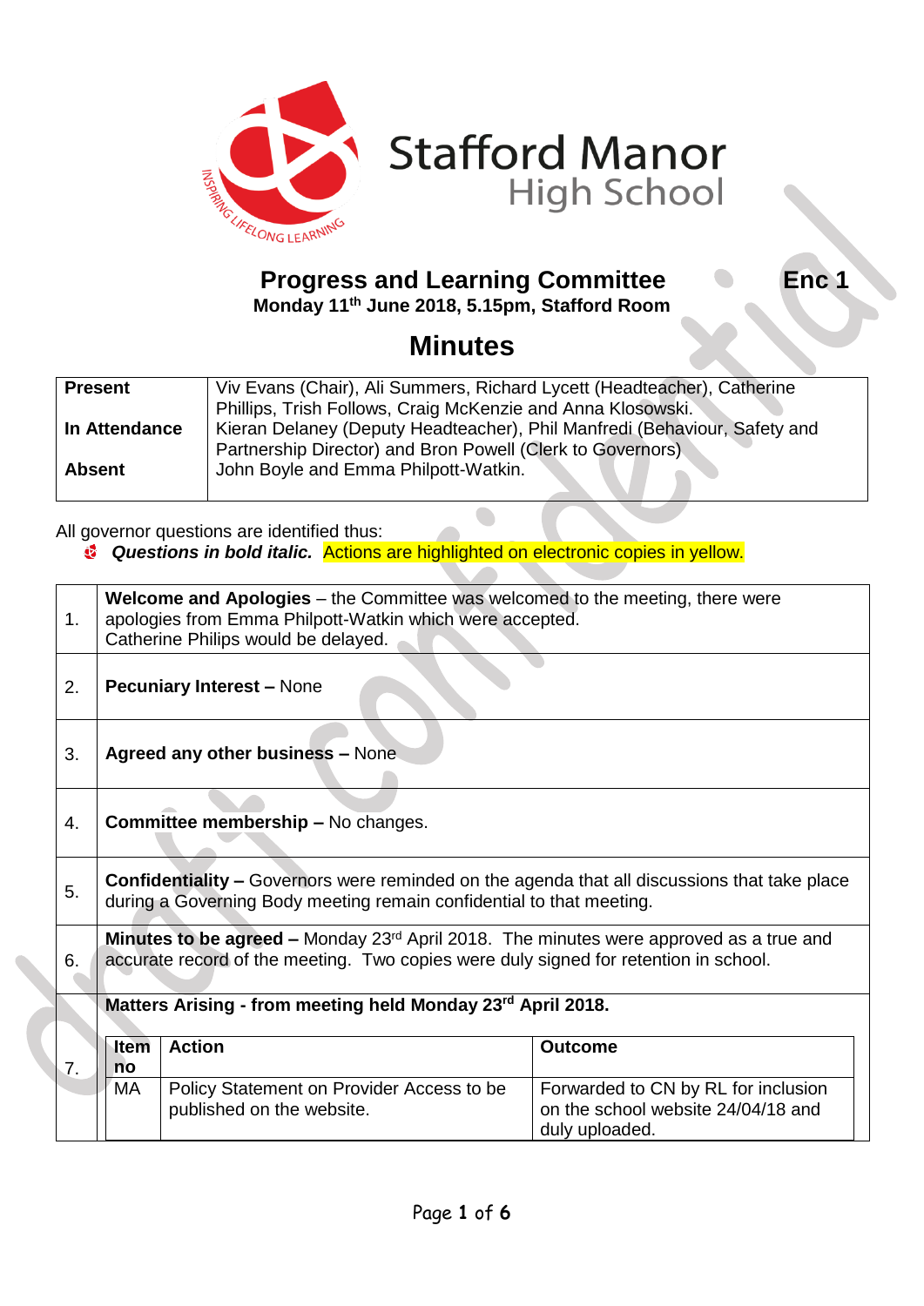# Stafford Manor High School

## Progress and Learning Committee

**Enc 1**

**Monday 11th June 2018, 5.15pm, Stafford Room**

## Minutes

| | |
|---|---|
| **Present** | Viv Evans (Chair), Ali Summers, Richard Lycett (Headteacher), Catherine Phillips, Trish Follows, Craig McKenzie and Anna Klosowski. |
| **In Attendance** | Kieran Delaney (Deputy Headteacher), Phil Manfredi (Behaviour, Safety and Partnership Director) and Bron Powell (Clerk to Governors) |
| **Absent** | John Boyle and Emma Philpott-Watkin. |

All governor questions are identified thus:

- ***Questions in bold italic.*** Actions are highlighted on electronic copies in yellow.

| | |
|---|---|
| 1. | **Welcome and Apologies** – the Committee was welcomed to the meeting, there were apologies from Emma Philpott-Watkin which were accepted. Catherine Philips would be delayed. |
| 2. | **Pecuniary Interest –** None |
| 3. | **Agreed any other business –** None |
| 4. | **Committee membership –** No changes. |
| 5. | **Confidentiality –** Governors were reminded on the agenda that all discussions that take place during a Governing Body meeting remain confidential to that meeting. |
| 6. | **Minutes to be agreed –** Monday 23rd April 2018. The minutes were approved as a true and accurate record of the meeting. Two copies were duly signed for retention in school. |
| 7. | **Matters Arising - from meeting held Monday 23rd April 2018.** |

| Item no | Action | Outcome |
|---|---|---|
| MA | Policy Statement on Provider Access to be published on the website. | Forwarded to CN by RL for inclusion on the school website 24/04/18 and duly uploaded. |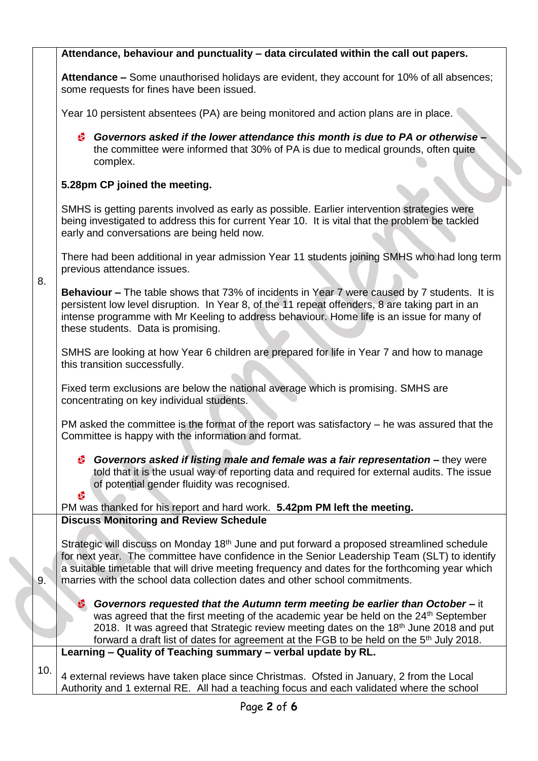| | |
|---|---|
| 8. | **Attendance, behaviour and punctuality – data circulated within the call out papers.**<br><br>**Attendance –** Some unauthorised holidays are evident, they account for 10% of all absences; some requests for fines have been issued.<br><br>Year 10 persistent absentees (PA) are being monitored and action plans are in place.<br><br>- ***Governors asked if the lower attendance this month is due to PA or otherwise –*** the committee were informed that 30% of PA is due to medical grounds, often quite complex.<br><br>**5.28pm CP joined the meeting.**<br><br>SMHS is getting parents involved as early as possible. Earlier intervention strategies were being investigated to address this for current Year 10. It is vital that the problem be tackled early and conversations are being held now.<br><br>There had been additional in year admission Year 11 students joining SMHS who had long term previous attendance issues.<br><br>**Behaviour –** The table shows that 73% of incidents in Year 7 were caused by 7 students. It is persistent low level disruption. In Year 8, of the 11 repeat offenders, 8 are taking part in an intense programme with Mr Keeling to address behaviour. Home life is an issue for many of these students. Data is promising.<br><br>SMHS are looking at how Year 6 children are prepared for life in Year 7 and how to manage this transition successfully.<br><br>Fixed term exclusions are below the national average which is promising. SMHS are concentrating on key individual students.<br><br>PM asked the committee is the format of the report was satisfactory – he was assured that the Committee is happy with the information and format.<br><br>- ***Governors asked if listing male and female was a fair representation –*** they were told that it is the usual way of reporting data and required for external audits. The issue of potential gender fluidity was recognised.<br><br>PM was thanked for his report and hard work. **5.42pm PM left the meeting.** |
| 9. | **Discuss Monitoring and Review Schedule**<br><br>Strategic will discuss on Monday 18th June and put forward a proposed streamlined schedule for next year. The committee have confidence in the Senior Leadership Team (SLT) to identify a suitable timetable that will drive meeting frequency and dates for the forthcoming year which marries with the school data collection dates and other school commitments.<br><br>- ***Governors requested that the Autumn term meeting be earlier than October –*** it was agreed that the first meeting of the academic year be held on the 24th September 2018. It was agreed that Strategic review meeting dates on the 18th June 2018 and put forward a draft list of dates for agreement at the FGB to be held on the 5th July 2018. |
| 10. | **Learning – Quality of Teaching summary – verbal update by RL.**<br><br>4 external reviews have taken place since Christmas. Ofsted in January, 2 from the Local Authority and 1 external RE. All had a teaching focus and each validated where the school |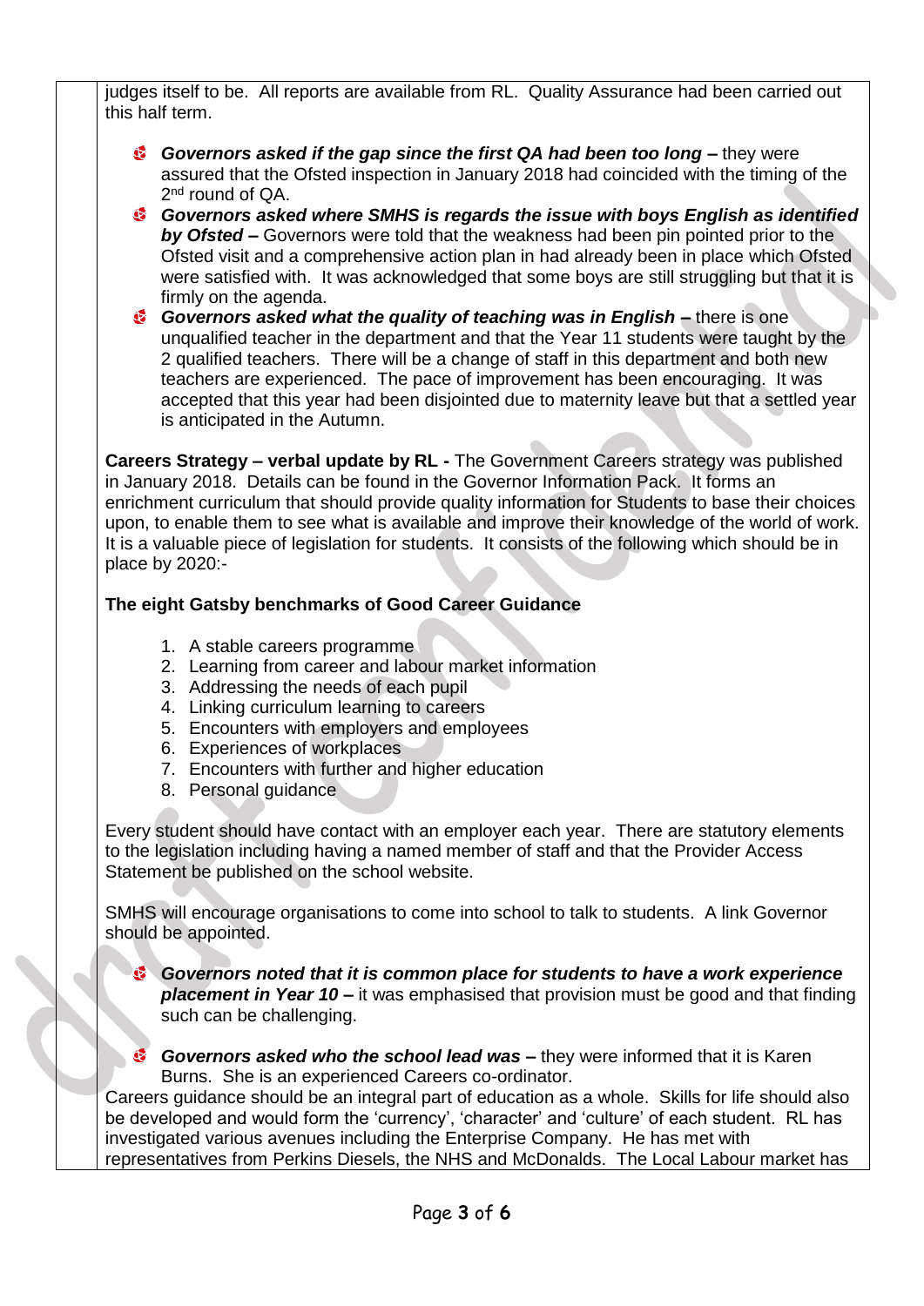judges itself to be. All reports are available from RL. Quality Assurance had been carried out this half term.

- ***Governors asked if the gap since the first QA had been too long* –** they were assured that the Ofsted inspection in January 2018 had coincided with the timing of the 2nd round of QA.
- ***Governors asked where SMHS is regards the issue with boys English as identified by Ofsted* –** Governors were told that the weakness had been pin pointed prior to the Ofsted visit and a comprehensive action plan in had already been in place which Ofsted were satisfied with. It was acknowledged that some boys are still struggling but that it is firmly on the agenda.
- ***Governors asked what the quality of teaching was in English* –** there is one unqualified teacher in the department and that the Year 11 students were taught by the 2 qualified teachers. There will be a change of staff in this department and both new teachers are experienced. The pace of improvement has been encouraging. It was accepted that this year had been disjointed due to maternity leave but that a settled year is anticipated in the Autumn.

**Careers Strategy – verbal update by RL -** The Government Careers strategy was published in January 2018. Details can be found in the Governor Information Pack. It forms an enrichment curriculum that should provide quality information for Students to base their choices upon, to enable them to see what is available and improve their knowledge of the world of work. It is a valuable piece of legislation for students. It consists of the following which should be in place by 2020:-

**The eight Gatsby benchmarks of Good Career Guidance**

1. A stable careers programme
2. Learning from career and labour market information
3. Addressing the needs of each pupil
4. Linking curriculum learning to careers
5. Encounters with employers and employees
6. Experiences of workplaces
7. Encounters with further and higher education
8. Personal guidance

Every student should have contact with an employer each year. There are statutory elements to the legislation including having a named member of staff and that the Provider Access Statement be published on the school website.

SMHS will encourage organisations to come into school to talk to students. A link Governor should be appointed.

- ***Governors noted that it is common place for students to have a work experience placement in Year 10* –** it was emphasised that provision must be good and that finding such can be challenging.

- ***Governors asked who the school lead was* –** they were informed that it is Karen Burns. She is an experienced Careers co-ordinator.

Careers guidance should be an integral part of education as a whole. Skills for life should also be developed and would form the 'currency', 'character' and 'culture' of each student. RL has investigated various avenues including the Enterprise Company. He has met with representatives from Perkins Diesels, the NHS and McDonalds. The Local Labour market has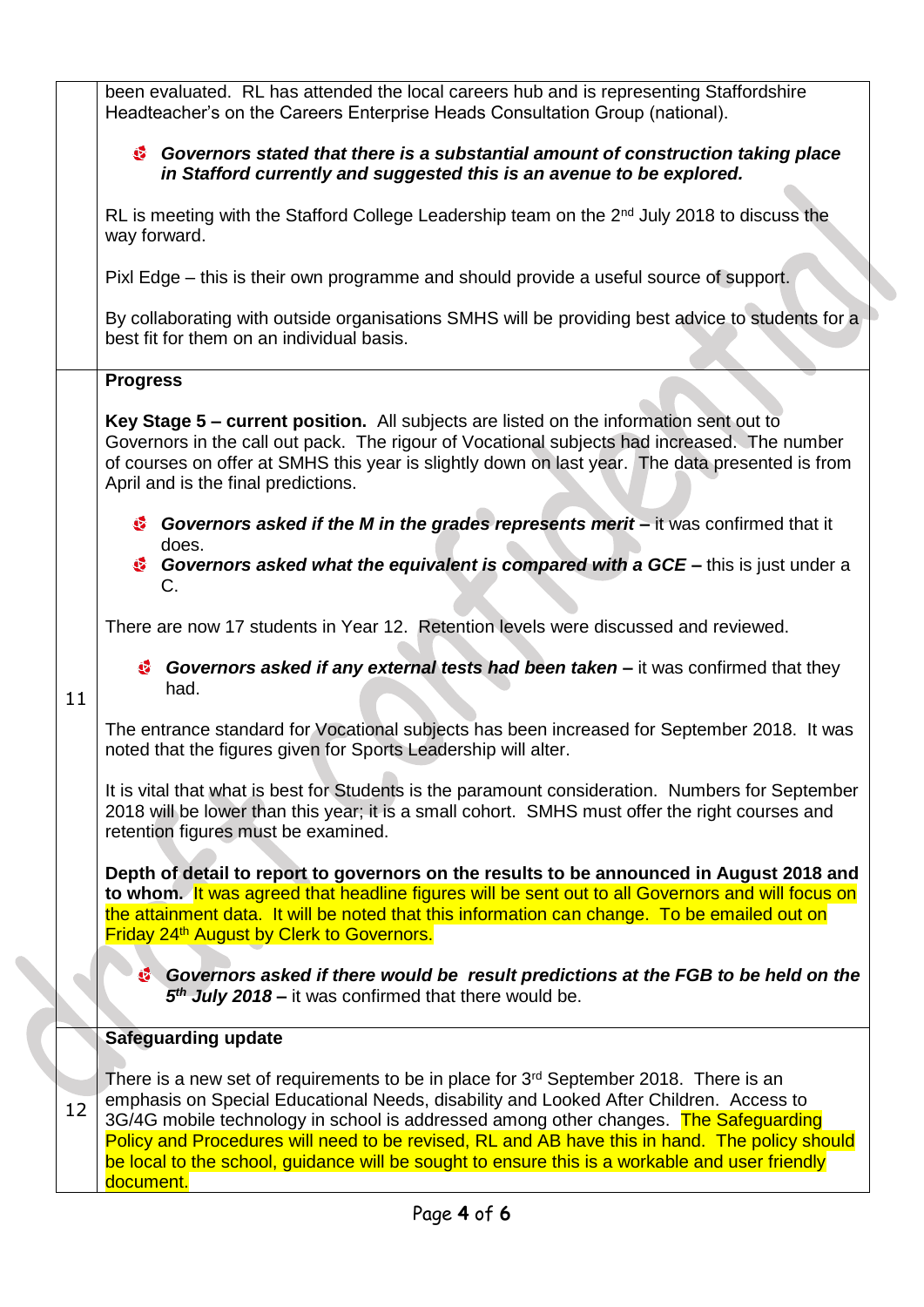| | |
|---|---|
| | been evaluated. RL has attended the local careers hub and is representing Staffordshire Headteacher's on the Careers Enterprise Heads Consultation Group (national).<br><br>- ***Governors stated that there is a substantial amount of construction taking place in Stafford currently and suggested this is an avenue to be explored.***<br><br>RL is meeting with the Stafford College Leadership team on the 2nd July 2018 to discuss the way forward.<br><br>Pixl Edge – this is their own programme and should provide a useful source of support.<br><br>By collaborating with outside organisations SMHS will be providing best advice to students for a best fit for them on an individual basis. |
| 11 | **Progress**<br><br>**Key Stage 5 – current position.** All subjects are listed on the information sent out to Governors in the call out pack. The rigour of Vocational subjects had increased. The number of courses on offer at SMHS this year is slightly down on last year. The data presented is from April and is the final predictions.<br><br>- ***Governors asked if the M in the grades represents merit –*** it was confirmed that it does.<br>- ***Governors asked what the equivalent is compared with a GCE –*** this is just under a C.<br><br>There are now 17 students in Year 12. Retention levels were discussed and reviewed.<br><br>- ***Governors asked if any external tests had been taken –*** it was confirmed that they had.<br><br>The entrance standard for Vocational subjects has been increased for September 2018. It was noted that the figures given for Sports Leadership will alter.<br><br>It is vital that what is best for Students is the paramount consideration. Numbers for September 2018 will be lower than this year; it is a small cohort. SMHS must offer the right courses and retention figures must be examined.<br><br>**Depth of detail to report to governors on the results to be announced in August 2018 and to whom.** It was agreed that headline figures will be sent out to all Governors and will focus on the attainment data. It will be noted that this information can change. To be emailed out on Friday 24th August by Clerk to Governors.<br><br>- ***Governors asked if there would be result predictions at the FGB to be held on the 5th July 2018 –*** it was confirmed that there would be. |
| 12 | **Safeguarding update**<br><br>There is a new set of requirements to be in place for 3rd September 2018. There is an emphasis on Special Educational Needs, disability and Looked After Children. Access to 3G/4G mobile technology in school is addressed among other changes. The Safeguarding Policy and Procedures will need to be revised, RL and AB have this in hand. The policy should be local to the school, guidance will be sought to ensure this is a workable and user friendly document. |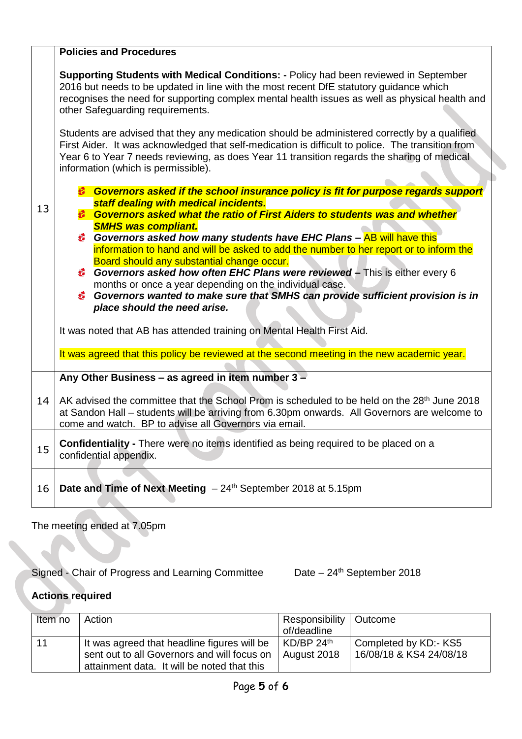| | |
|---|---|
| 13 | **Policies and Procedures**<br><br>**Supporting Students with Medical Conditions: -** Policy had been reviewed in September 2016 but needs to be updated in line with the most recent DfE statutory guidance which recognises the need for supporting complex mental health issues as well as physical health and other Safeguarding requirements.<br><br>Students are advised that they any medication should be administered correctly by a qualified First Aider. It was acknowledged that self-medication is difficult to police. The transition from Year 6 to Year 7 needs reviewing, as does Year 11 transition regards the sharing of medical information (which is permissible).<br><br>• ***Governors asked if the school insurance policy is fit for purpose regards support staff dealing with medical incidents.***<br>• ***Governors asked what the ratio of First Aiders to students was and whether SMHS was compliant.***<br>• ***Governors asked how many students have EHC Plans –*** AB will have this information to hand and will be asked to add the number to her report or to inform the Board should any substantial change occur.<br>• ***Governors asked how often EHC Plans were reviewed –*** This is either every 6 months or once a year depending on the individual case.<br>• ***Governors wanted to make sure that SMHS can provide sufficient provision is in place should the need arise.***<br><br>It was noted that AB has attended training on Mental Health First Aid.<br><br>It was agreed that this policy be reviewed at the second meeting in the new academic year. |
| 14 | **Any Other Business – as agreed in item number 3 –**<br><br>AK advised the committee that the School Prom is scheduled to be held on the 28th June 2018 at Sandon Hall – students will be arriving from 6.30pm onwards. All Governors are welcome to come and watch. BP to advise all Governors via email. |
| 15 | **Confidentiality -** There were no items identified as being required to be placed on a confidential appendix. |
| 16 | **Date and Time of Next Meeting** – 24th September 2018 at 5.15pm |

The meeting ended at 7.05pm

Signed - Chair of Progress and Learning Committee        Date – 24th September 2018

**Actions required**

| Item no | Action | Responsibility of/deadline | Outcome |
|---|---|---|---|
| 11 | It was agreed that headline figures will be sent out to all Governors and will focus on attainment data. It will be noted that this | KD/BP 24th August 2018 | Completed by KD:- KS5 16/08/18 & KS4 24/08/18 |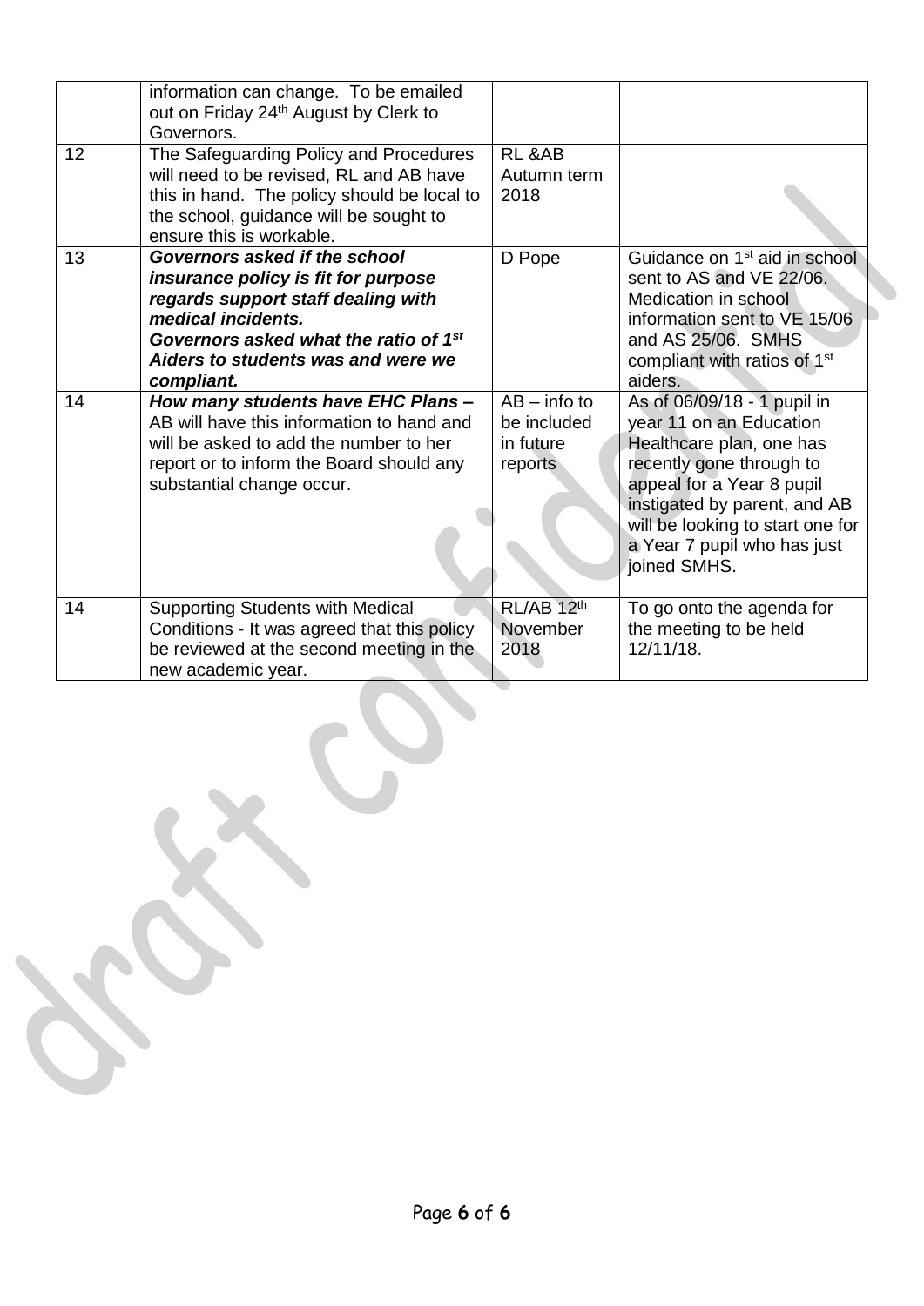| | | | |
|---|---|---|---|
| | information can change. To be emailed out on Friday 24th August by Clerk to Governors. | | |
| 12 | The Safeguarding Policy and Procedures will need to be revised, RL and AB have this in hand. The policy should be local to the school, guidance will be sought to ensure this is workable. | RL &AB Autumn term 2018 | |
| 13 | ***Governors asked if the school insurance policy is fit for purpose regards support staff dealing with medical incidents.*** ***Governors asked what the ratio of 1st Aiders to students was and were we compliant.*** | D Pope | Guidance on 1st aid in school sent to AS and VE 22/06. Medication in school information sent to VE 15/06 and AS 25/06. SMHS compliant with ratios of 1st aiders. |
| 14 | ***How many students have EHC Plans –*** AB will have this information to hand and will be asked to add the number to her report or to inform the Board should any substantial change occur. | AB – info to be included in future reports | As of 06/09/18 - 1 pupil in year 11 on an Education Healthcare plan, one has recently gone through to appeal for a Year 8 pupil instigated by parent, and AB will be looking to start one for a Year 7 pupil who has just joined SMHS. |
| 14 | Supporting Students with Medical Conditions - It was agreed that this policy be reviewed at the second meeting in the new academic year. | RL/AB 12th November 2018 | To go onto the agenda for the meeting to be held 12/11/18. |